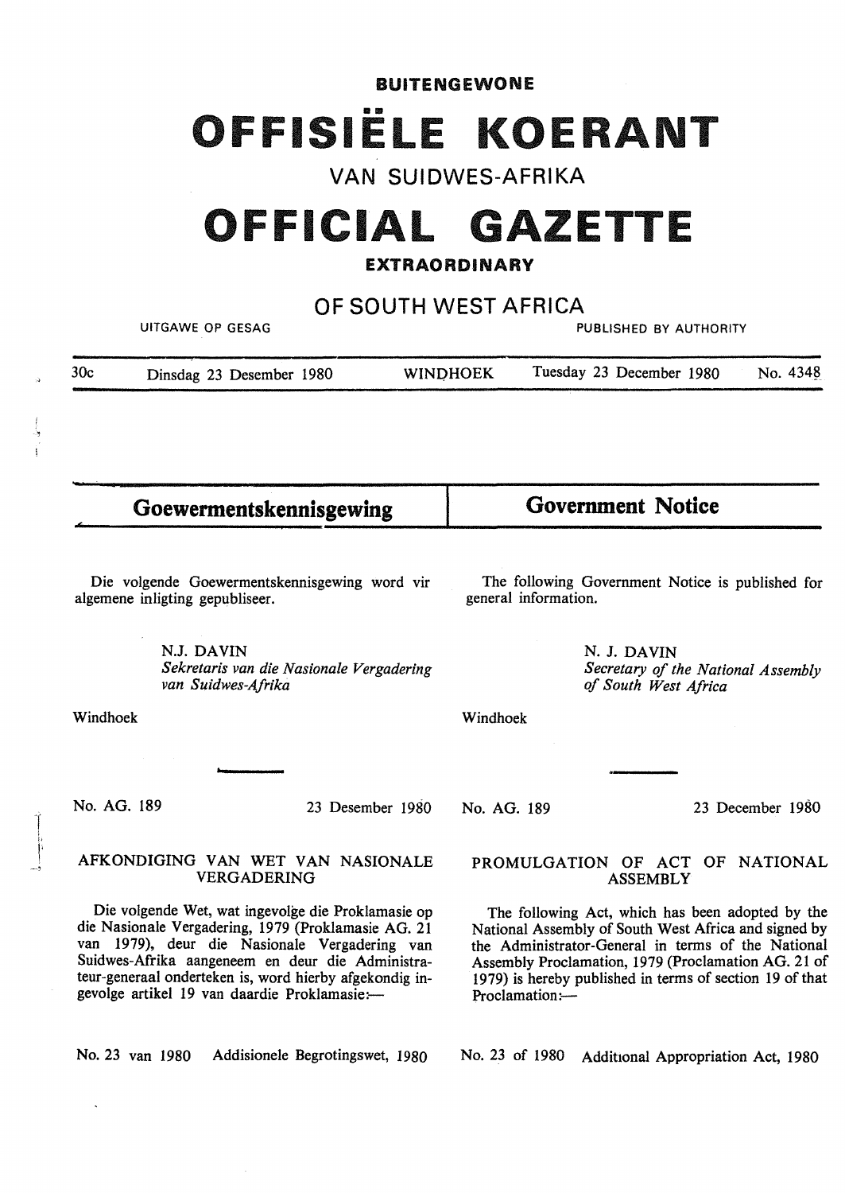**BUITENGEWONE**

# OFFISIËLE KOERANT

VAN SUIDWES-AFRIKA

# OFFICIAL GAZETTE

**EXTRAORDINARY**

OF SOUTH WEST AFRICA

UITGAWE OP GESAG — PUBLISHED BY AUTHORITY

30c — Dinsdag 23 Desember 1980 — WINDHOEK — Tuesday 23 December 1980 — No. 4348

## Goewermentskennisgewing

Die volgende Goewermentskennisgewing word vir algemene inligting gepubliseer.

N.J. DAVIN
*Sekretaris van die Nasionale Vergadering van Suidwes-Afrika*

Windhoek

No. AG. 189 — 23 Desember 1980

### AFKONDIGING VAN WET VAN NASIONALE VERGADERING

Die volgende Wet, wat ingevolge die Proklamasie op die Nasionale Vergadering, 1979 (Proklamasie AG. 21 van 1979), deur die Nasionale Vergadering van Suidwes-Afrika aangeneem en deur die Administrateur-generaal onderteken is, word hierby afgekondig ingevolge artikel 19 van daardie Proklamasie:—

No. 23 van 1980 — Addisionele Begrotingswet, 1980

## Government Notice

The following Government Notice is published for general information.

N. J. DAVIN
*Secretary of the National Assembly of South West Africa*

Windhoek

No. AG. 189 — 23 December 1980

### PROMULGATION OF ACT OF NATIONAL ASSEMBLY

The following Act, which has been adopted by the National Assembly of South West Africa and signed by the Administrator-General in terms of the National Assembly Proclamation, 1979 (Proclamation AG. 21 of 1979) is hereby published in terms of section 19 of that Proclamation:—

No. 23 of 1980 — Additional Appropriation Act, 1980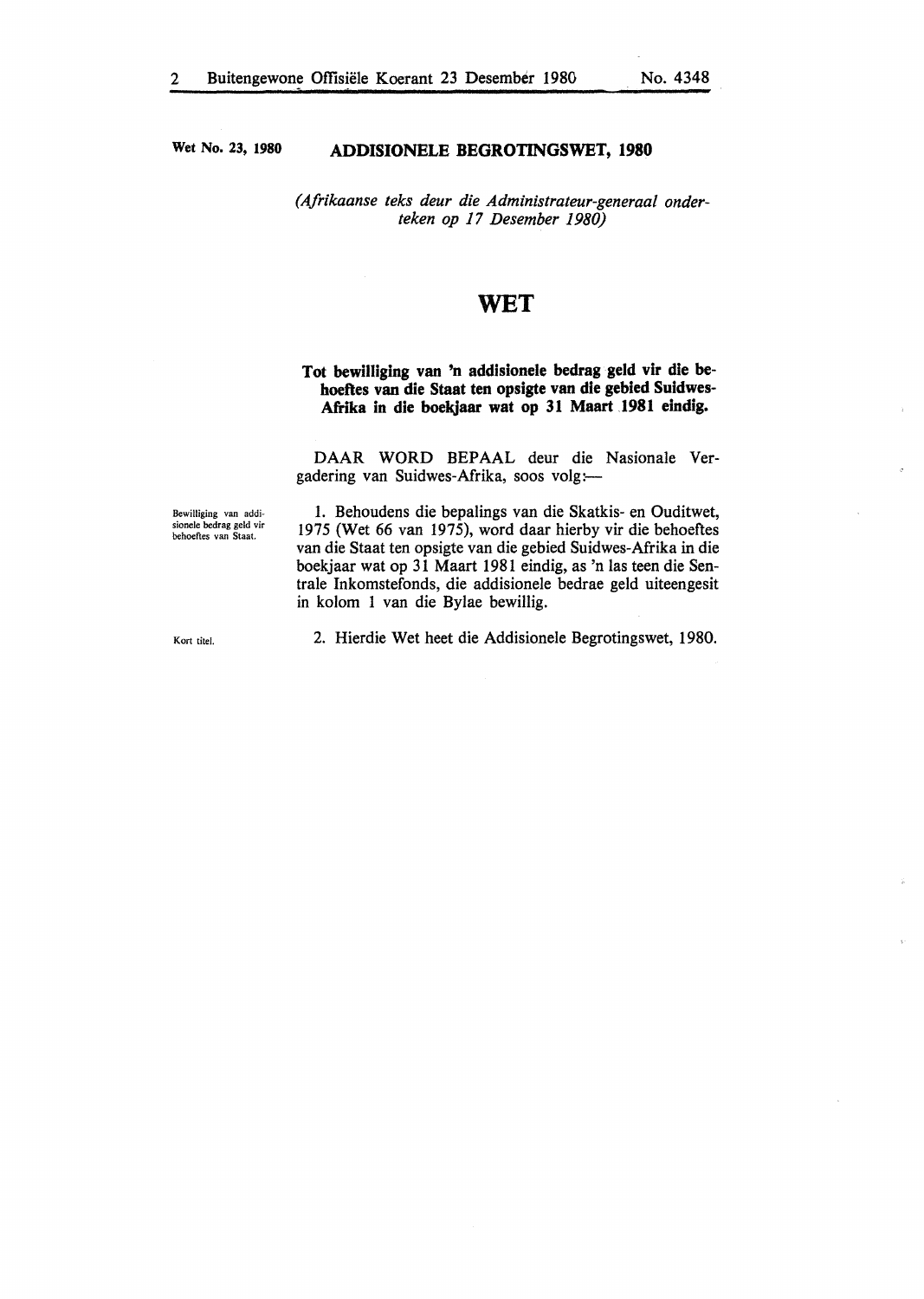Wet No. 23, 1980

## ADDISIONELE BEGROTINGSWET, 1980

*(Afrikaanse teks deur die Administrateur-generaal onderteken op 17 Desember 1980)*

# WET

**Tot bewilliging van 'n addisionele bedrag geld vir die behoeftes van die Staat ten opsigte van die gebied Suidwes-Afrika in die boekjaar wat op 31 Maart 1981 eindig.**

DAAR WORD BEPAAL deur die Nasionale Vergadering van Suidwes-Afrika, soos volg:—

Bewilliging van addisionele bedrag geld vir behoeftes van Staat.

1. Behoudens die bepalings van die Skatkis- en Ouditwet, 1975 (Wet 66 van 1975), word daar hierby vir die behoeftes van die Staat ten opsigte van die gebied Suidwes-Afrika in die boekjaar wat op 31 Maart 1981 eindig, as 'n las teen die Sentrale Inkomstefonds, die addisionele bedrae geld uiteengesit in kolom 1 van die Bylae bewillig.

Kort titel.

2. Hierdie Wet heet die Addisionele Begrotingswet, 1980.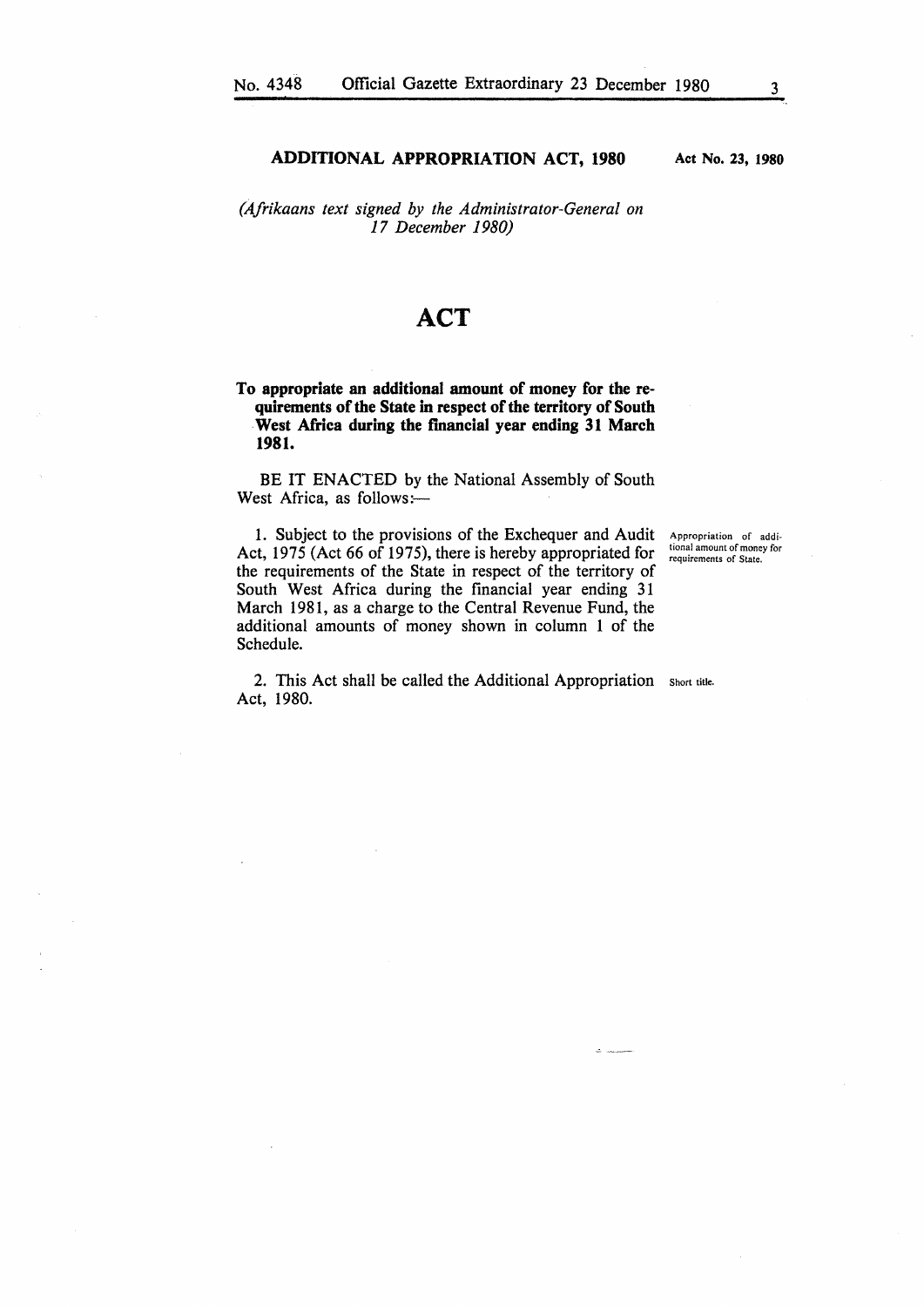**ADDITIONAL APPROPRIATION ACT, 1980** **Act No. 23, 1980**

*(Afrikaans text signed by the Administrator-General on 17 December 1980)*

# ACT

**To appropriate an additional amount of money for the requirements of the State in respect of the territory of South West Africa during the financial year ending 31 March 1981.**

BE IT ENACTED by the National Assembly of South West Africa, as follows:—

Appropriation of additional amount of money for requirements of State.

1. Subject to the provisions of the Exchequer and Audit Act, 1975 (Act 66 of 1975), there is hereby appropriated for the requirements of the State in respect of the territory of South West Africa during the financial year ending 31 March 1981, as a charge to the Central Revenue Fund, the additional amounts of money shown in column 1 of the Schedule.

Short title.

2. This Act shall be called the Additional Appropriation Act, 1980.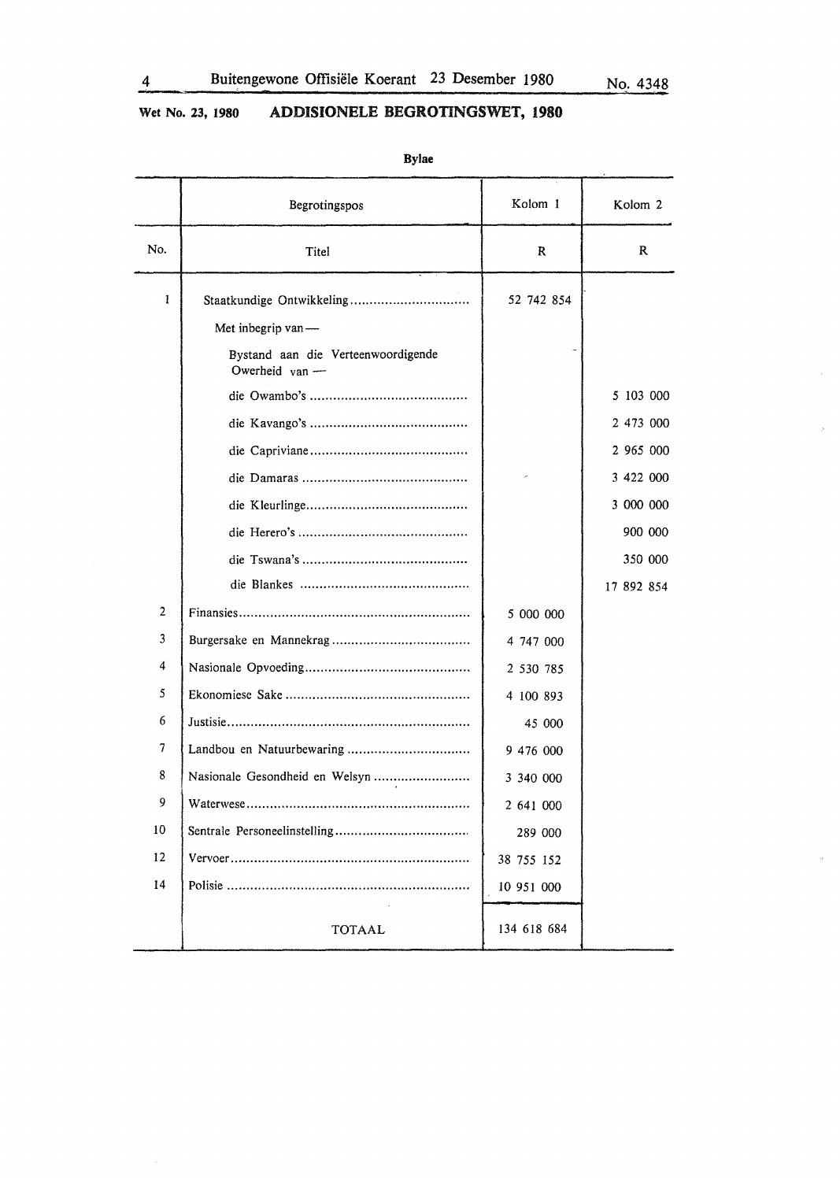Wet No. 23, 1980

## ADDISIONELE BEGROTINGSWET, 1980

**Bylae**

| | Begrotingspos | Kolom 1 | Kolom 2 |
|---|---|---|---|
| No. | Titel | R | R |
| 1 | Staatkundige Ontwikkeling | 52 742 854 | |
| | Met inbegrip van — | | |
| | Bystand aan die Verteenwoordigende Owerheid van — | | |
| | die Owambo's | | 5 103 000 |
| | die Kavango's | | 2 473 000 |
| | die Capriviane | | 2 965 000 |
| | die Damaras | | 3 422 000 |
| | die Kleurlinge | | 3 000 000 |
| | die Herero's | | 900 000 |
| | die Tswana's | | 350 000 |
| | die Blankes | | 17 892 854 |
| 2 | Finansies | 5 000 000 | |
| 3 | Burgersake en Mannekrag | 4 747 000 | |
| 4 | Nasionale Opvoeding | 2 530 785 | |
| 5 | Ekonomiese Sake | 4 100 893 | |
| 6 | Justisie | 45 000 | |
| 7 | Landbou en Natuurbewaring | 9 476 000 | |
| 8 | Nasionale Gesondheid en Welsyn | 3 340 000 | |
| 9 | Waterwese | 2 641 000 | |
| 10 | Sentrale Personeelinstelling | 289 000 | |
| 12 | Vervoer | 38 755 152 | |
| 14 | Polisie | 10 951 000 | |
| | TOTAAL | 134 618 684 | |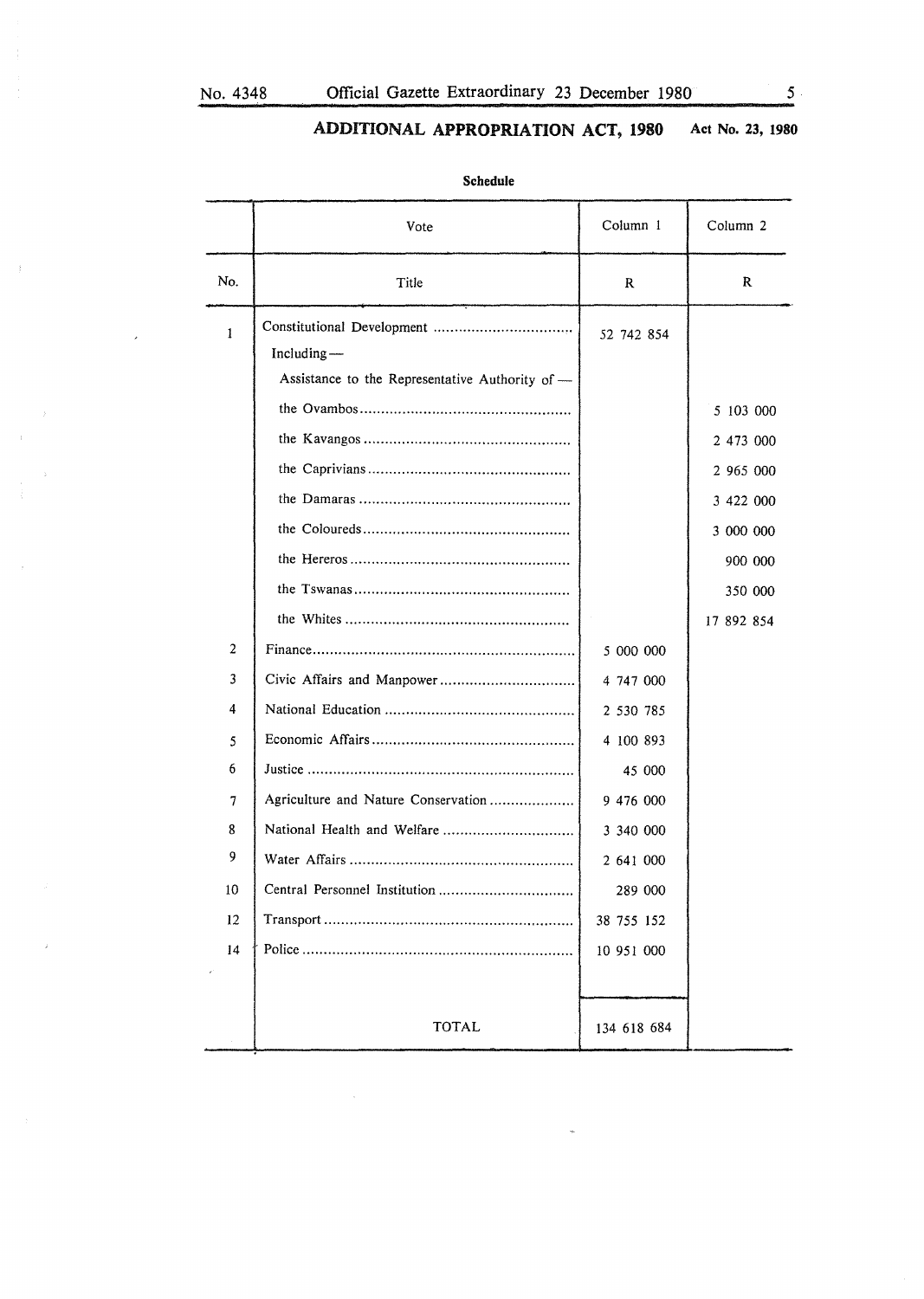## ADDITIONAL APPROPRIATION ACT, 1980

**Act No. 23, 1980**

**Schedule**

| | Vote | Column 1 | Column 2 |
|---|---|---|---|
| No. | Title | R | R |
| 1 | Constitutional Development | 52 742 854 | |
| | Including— | | |
| | Assistance to the Representative Authority of — | | |
| | the Ovambos | | 5 103 000 |
| | the Kavangos | | 2 473 000 |
| | the Caprivians | | 2 965 000 |
| | the Damaras | | 3 422 000 |
| | the Coloureds | | 3 000 000 |
| | the Hereros | | 900 000 |
| | the Tswanas | | 350 000 |
| | the Whites | | 17 892 854 |
| 2 | Finance | 5 000 000 | |
| 3 | Civic Affairs and Manpower | 4 747 000 | |
| 4 | National Education | 2 530 785 | |
| 5 | Economic Affairs | 4 100 893 | |
| 6 | Justice | 45 000 | |
| 7 | Agriculture and Nature Conservation | 9 476 000 | |
| 8 | National Health and Welfare | 3 340 000 | |
| 9 | Water Affairs | 2 641 000 | |
| 10 | Central Personnel Institution | 289 000 | |
| 12 | Transport | 38 755 152 | |
| 14 | Police | 10 951 000 | |
| | TOTAL | 134 618 684 | |